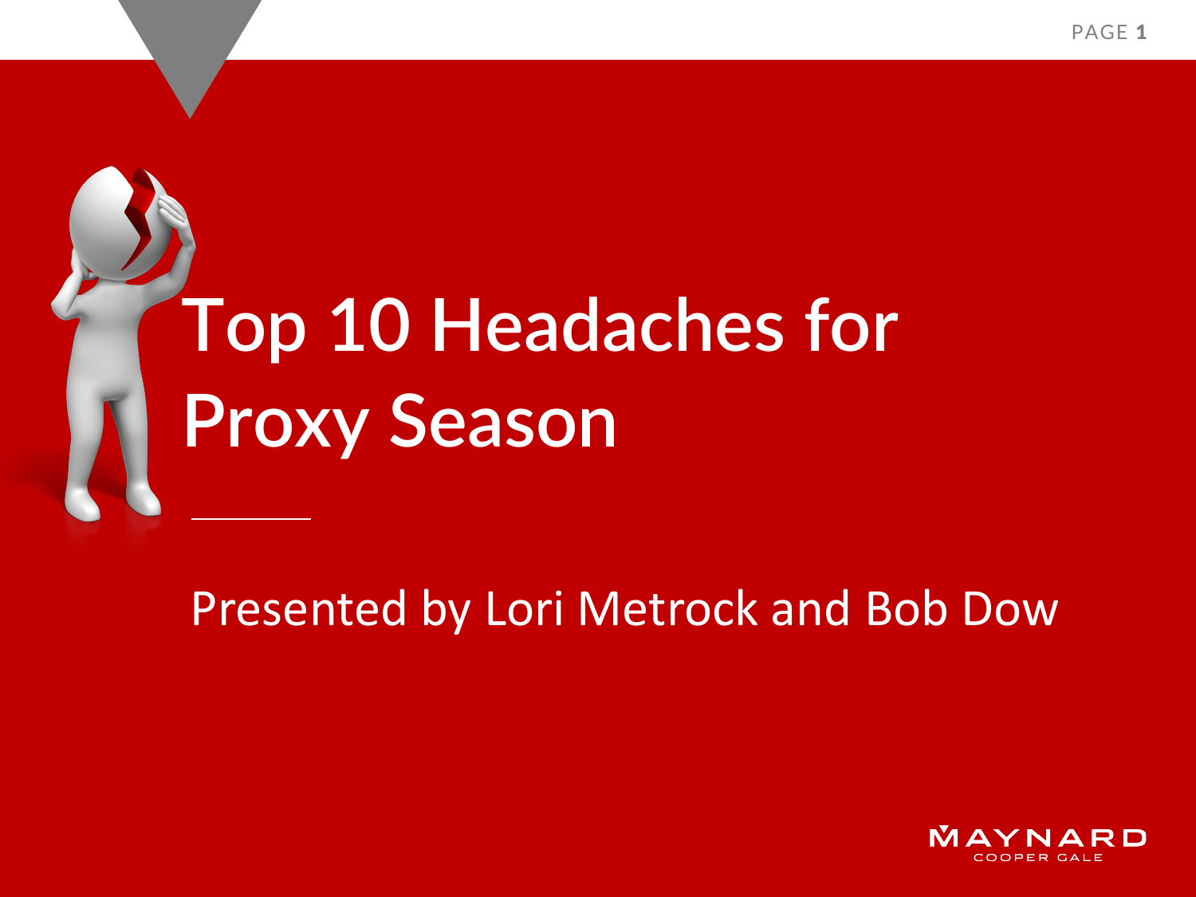# Top 10 Headaches for Proxy Season

Presented by Lori Metrock and Bob Dow

MAYNARD COOPER GALE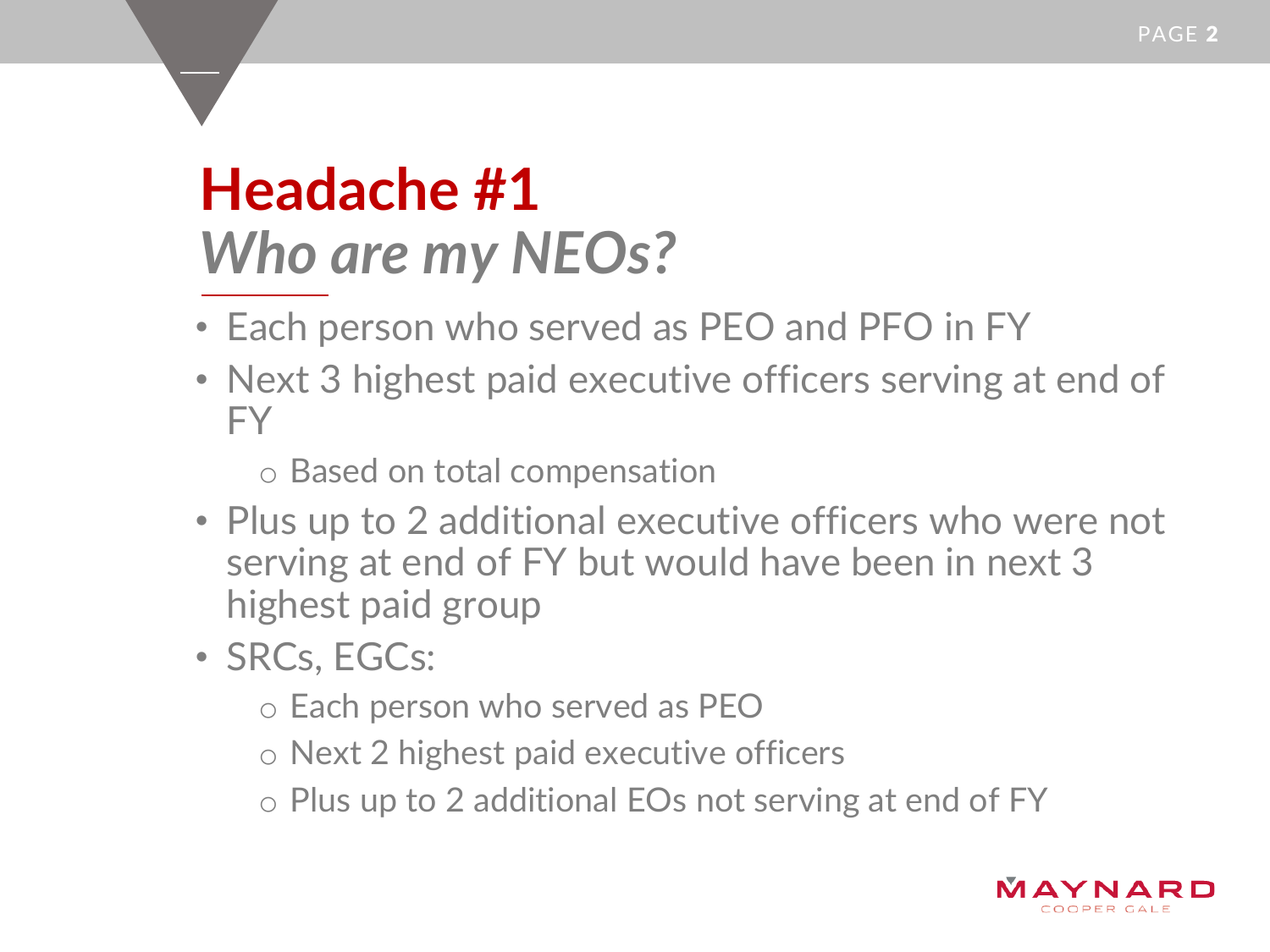# Headache #1

## *Who are my NEOs?*

- Each person who served as PEO and PFO in FY
- Next 3 highest paid executive officers serving at end of FY
  - Based on total compensation
- Plus up to 2 additional executive officers who were not serving at end of FY but would have been in next 3 highest paid group
- SRCs, EGCs:
  - Each person who served as PEO
  - Next 2 highest paid executive officers
  - Plus up to 2 additional EOs not serving at end of FY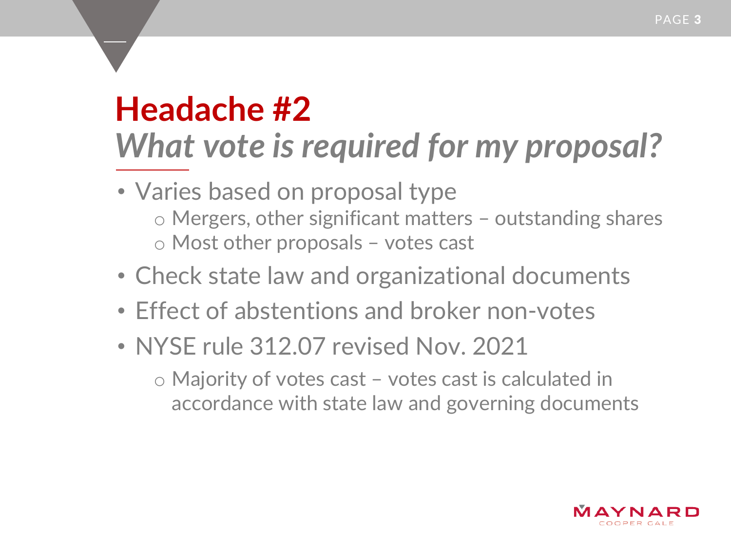# Headache #2

## *What vote is required for my proposal?*

- Varies based on proposal type
  - Mergers, other significant matters – outstanding shares
  - Most other proposals – votes cast
- Check state law and organizational documents
- Effect of abstentions and broker non-votes
- NYSE rule 312.07 revised Nov. 2021
  - Majority of votes cast – votes cast is calculated in accordance with state law and governing documents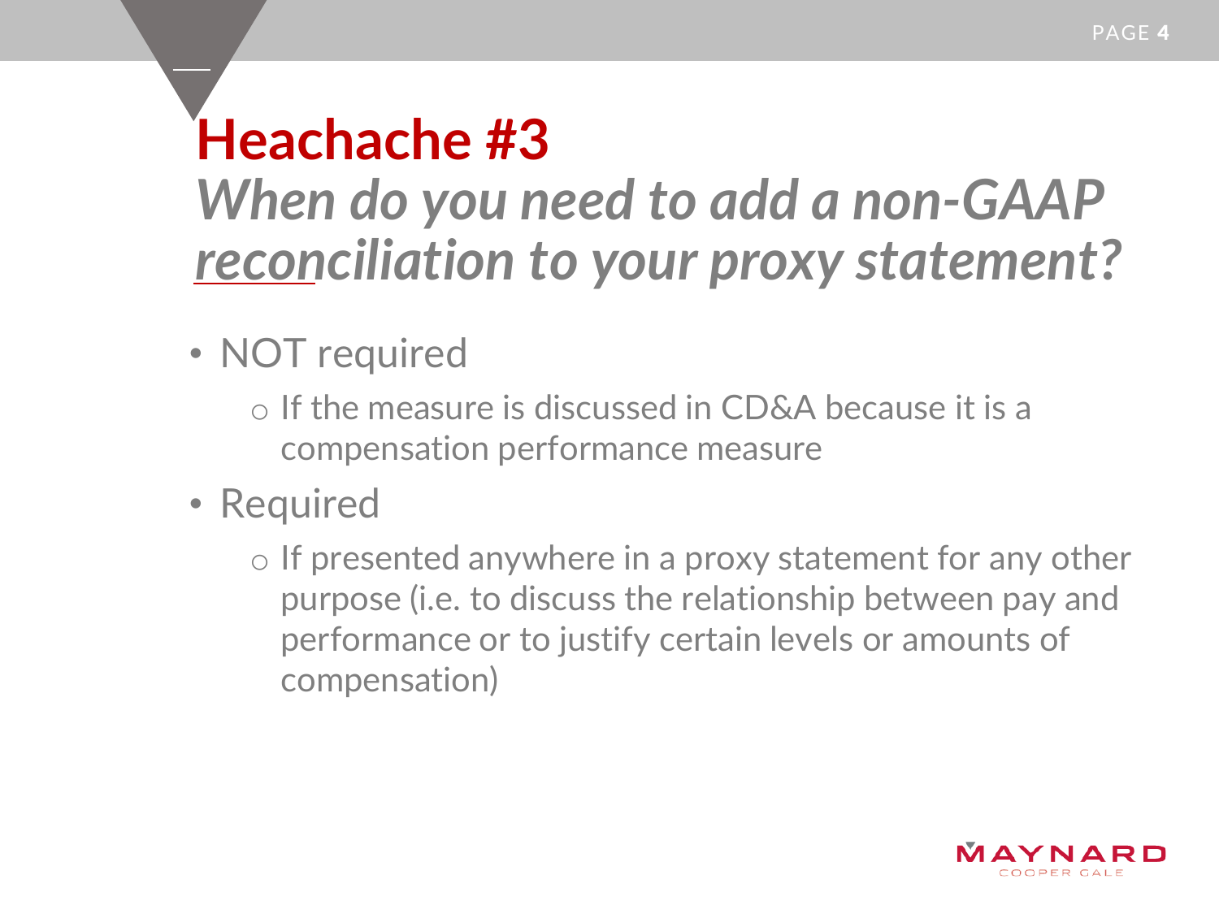# Heachache #3

## *When do you need to add a non-GAAP reconciliation to your proxy statement?*

- NOT required
  - If the measure is discussed in CD&A because it is a compensation performance measure
- Required
  - If presented anywhere in a proxy statement for any other purpose (i.e. to discuss the relationship between pay and performance or to justify certain levels or amounts of compensation)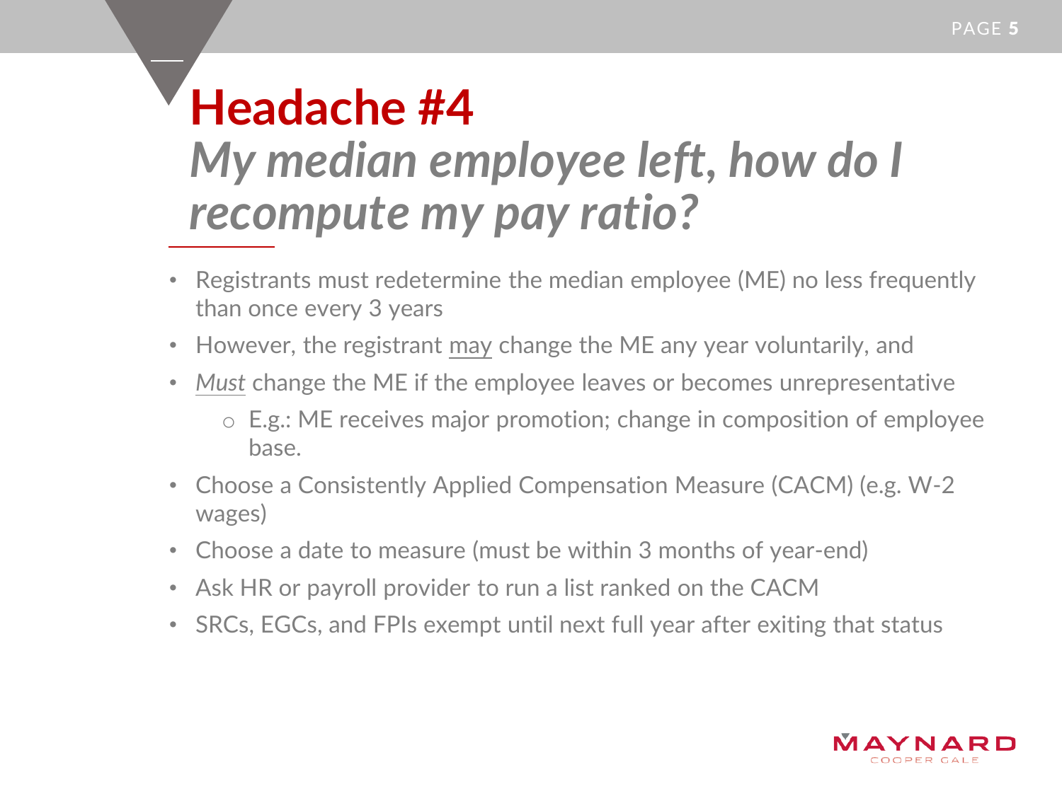# Headache #4

## *My median employee left, how do I recompute my pay ratio?*

- Registrants must redetermine the median employee (ME) no less frequently than once every 3 years
- However, the registrant may change the ME any year voluntarily, and
- *Must* change the ME if the employee leaves or becomes unrepresentative
  - E.g.: ME receives major promotion; change in composition of employee base.
- Choose a Consistently Applied Compensation Measure (CACM) (e.g. W-2 wages)
- Choose a date to measure (must be within 3 months of year-end)
- Ask HR or payroll provider to run a list ranked on the CACM
- SRCs, EGCs, and FPIs exempt until next full year after exiting that status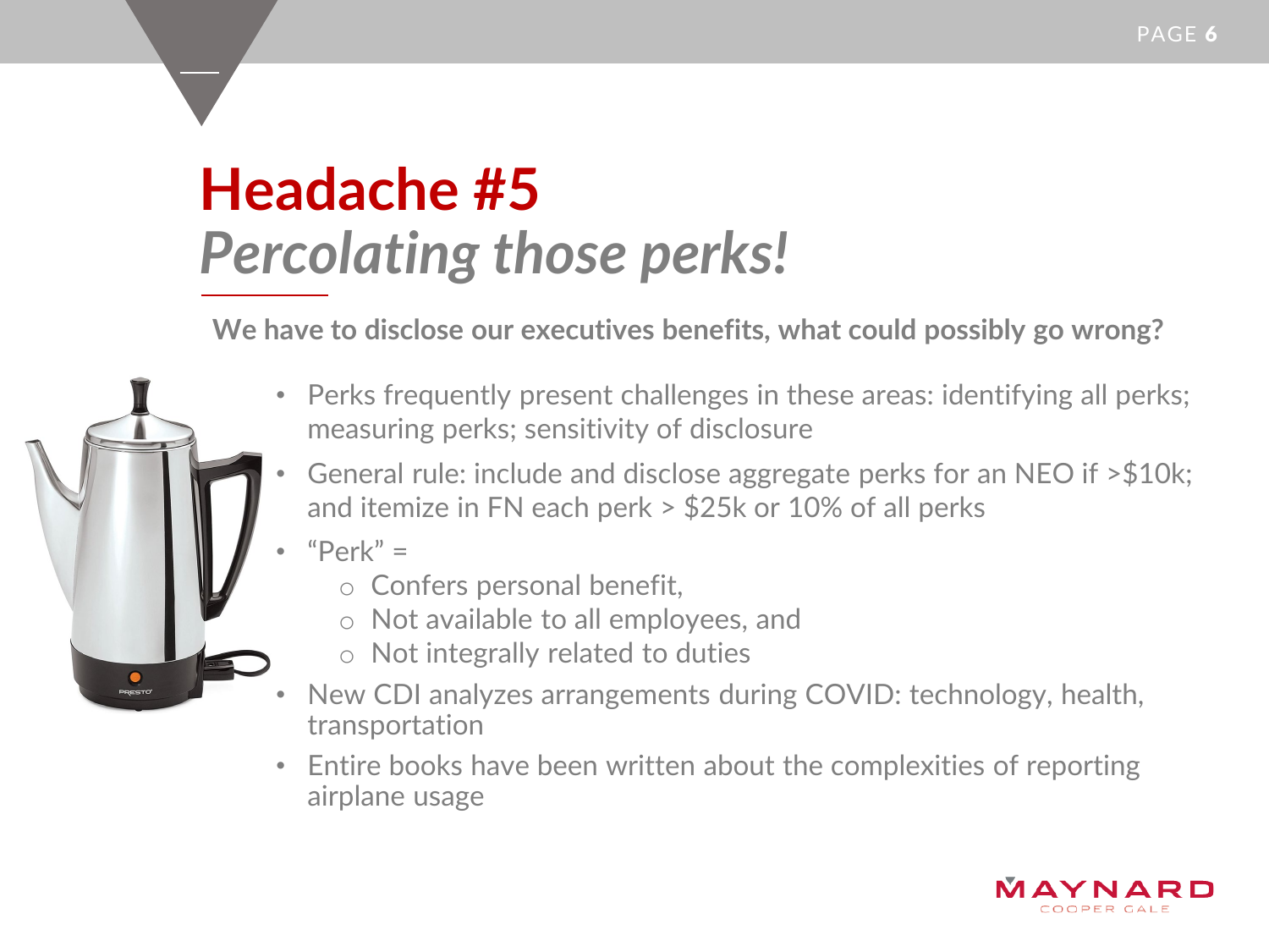# Headache #5

## *Percolating those perks!*

**We have to disclose our executives benefits, what could possibly go wrong?**

- Perks frequently present challenges in these areas: identifying all perks; measuring perks; sensitivity of disclosure
- General rule: include and disclose aggregate perks for an NEO if >$10k; and itemize in FN each perk > $25k or 10% of all perks
- "Perk" =
  - Confers personal benefit,
  - Not available to all employees, and
  - Not integrally related to duties
- New CDI analyzes arrangements during COVID: technology, health, transportation
- Entire books have been written about the complexities of reporting airplane usage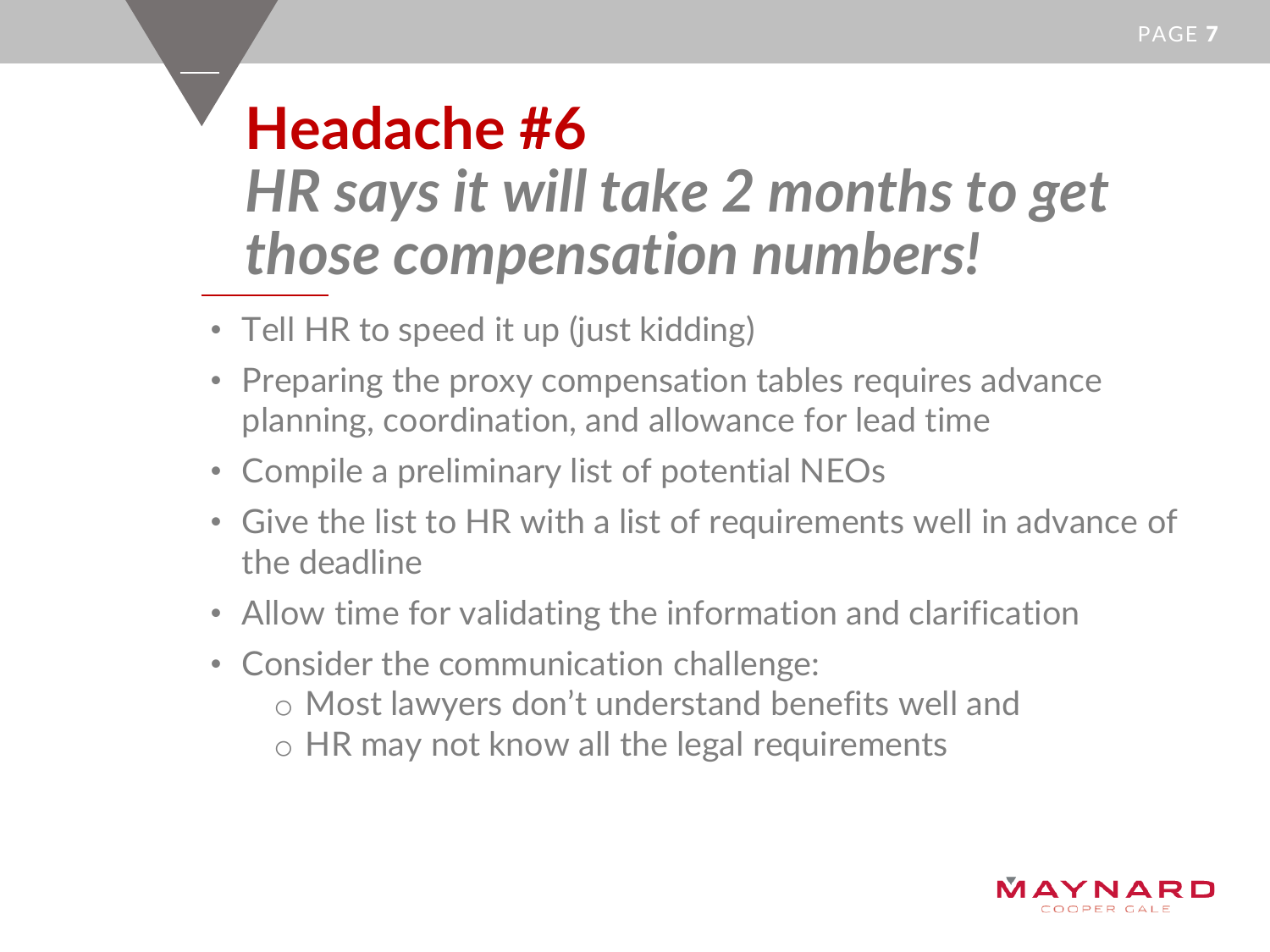# Headache #6

## *HR says it will take 2 months to get those compensation numbers!*

- Tell HR to speed it up (just kidding)
- Preparing the proxy compensation tables requires advance planning, coordination, and allowance for lead time
- Compile a preliminary list of potential NEOs
- Give the list to HR with a list of requirements well in advance of the deadline
- Allow time for validating the information and clarification
- Consider the communication challenge:
  - Most lawyers don’t understand benefits well and
  - HR may not know all the legal requirements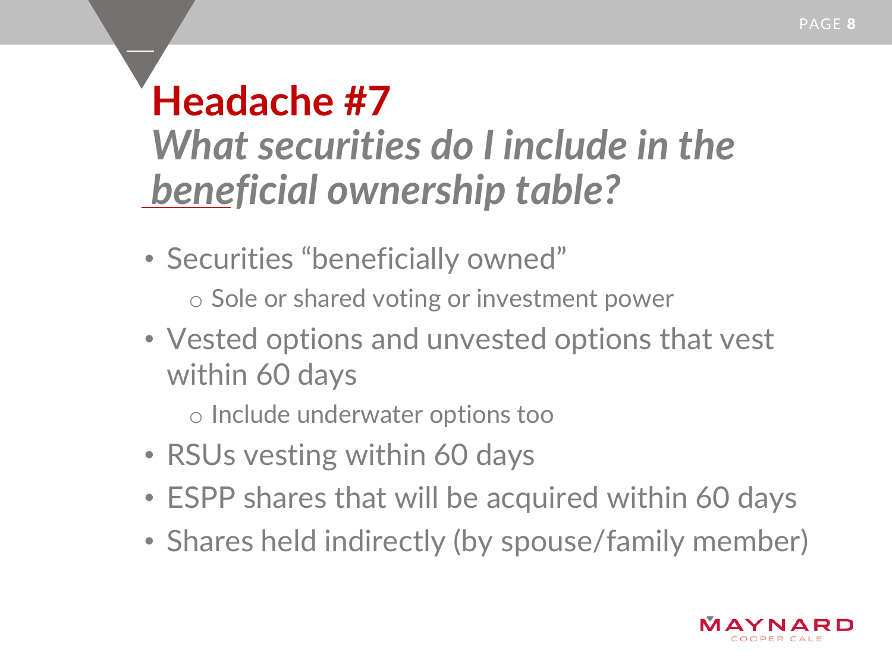# Headache #7

## *What securities do I include in the beneficial ownership table?*

- Securities "beneficially owned"
  - Sole or shared voting or investment power
- Vested options and unvested options that vest within 60 days
  - Include underwater options too
- RSUs vesting within 60 days
- ESPP shares that will be acquired within 60 days
- Shares held indirectly (by spouse/family member)

MAYNARD COOPER GALE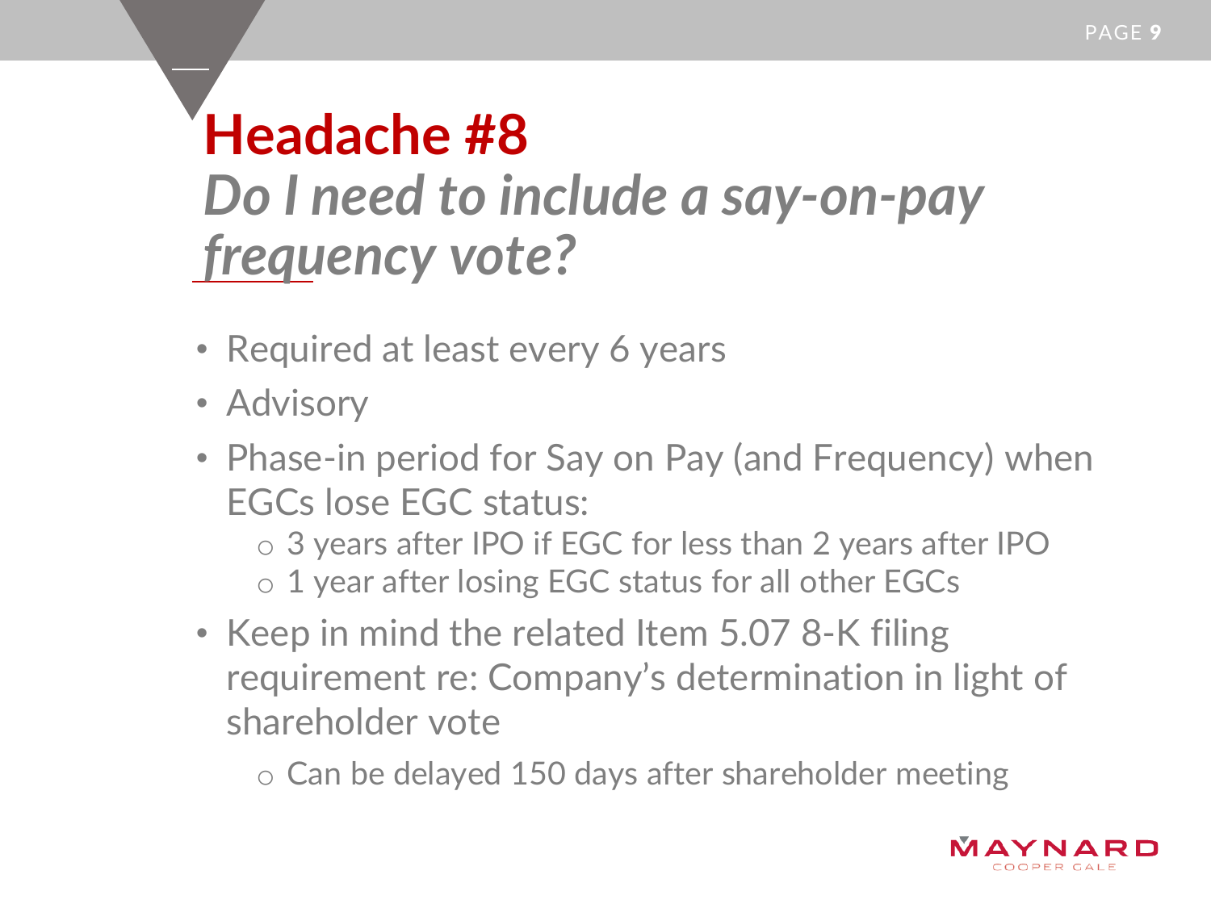# Headache #8

## *Do I need to include a say-on-pay frequency vote?*

- Required at least every 6 years
- Advisory
- Phase-in period for Say on Pay (and Frequency) when EGCs lose EGC status:
  - 3 years after IPO if EGC for less than 2 years after IPO
  - 1 year after losing EGC status for all other EGCs
- Keep in mind the related Item 5.07 8-K filing requirement re: Company's determination in light of shareholder vote
  - Can be delayed 150 days after shareholder meeting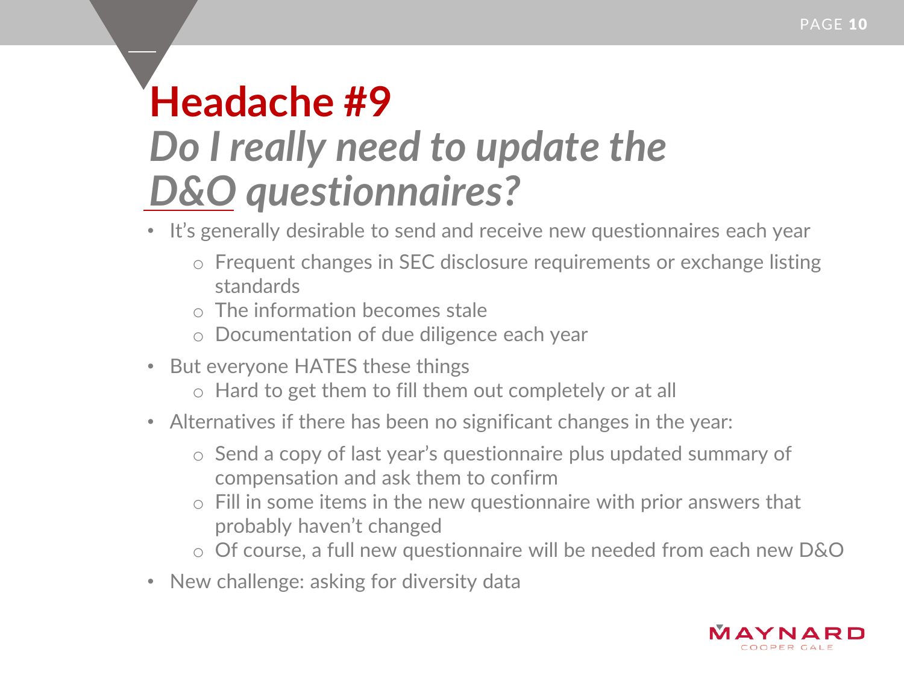# Headache #9

## *Do I really need to update the D&O questionnaires?*

- It's generally desirable to send and receive new questionnaires each year
  - Frequent changes in SEC disclosure requirements or exchange listing standards
  - The information becomes stale
  - Documentation of due diligence each year
- But everyone HATES these things
  - Hard to get them to fill them out completely or at all
- Alternatives if there has been no significant changes in the year:
  - Send a copy of last year's questionnaire plus updated summary of compensation and ask them to confirm
  - Fill in some items in the new questionnaire with prior answers that probably haven't changed
  - Of course, a full new questionnaire will be needed from each new D&O
- New challenge: asking for diversity data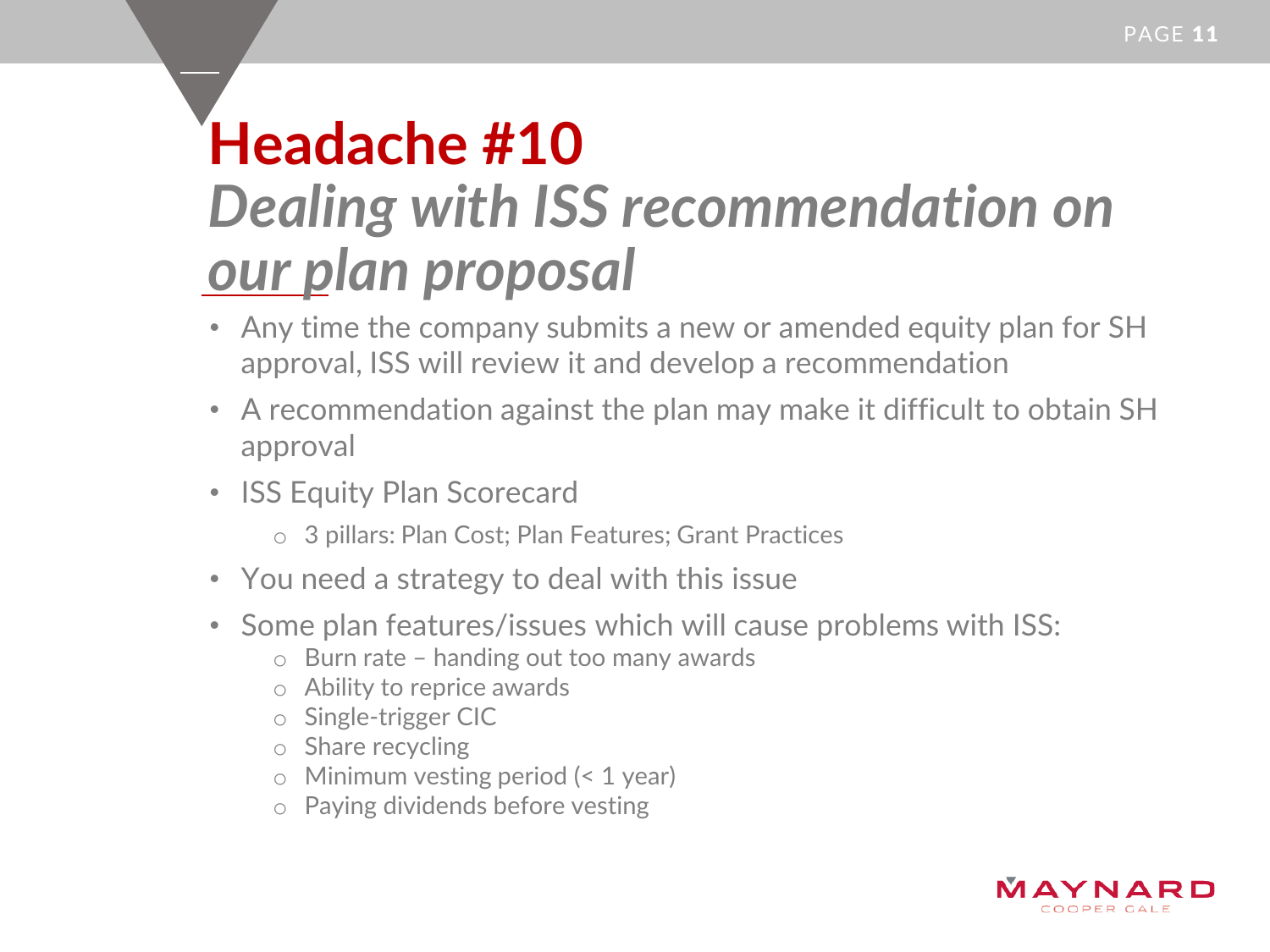# Headache #10

## *Dealing with ISS recommendation on our plan proposal*

- Any time the company submits a new or amended equity plan for SH approval, ISS will review it and develop a recommendation
- A recommendation against the plan may make it difficult to obtain SH approval
- ISS Equity Plan Scorecard
  - 3 pillars: Plan Cost; Plan Features; Grant Practices
- You need a strategy to deal with this issue
- Some plan features/issues which will cause problems with ISS:
  - Burn rate – handing out too many awards
  - Ability to reprice awards
  - Single-trigger CIC
  - Share recycling
  - Minimum vesting period (< 1 year)
  - Paying dividends before vesting

MAYNARD COOPER GALE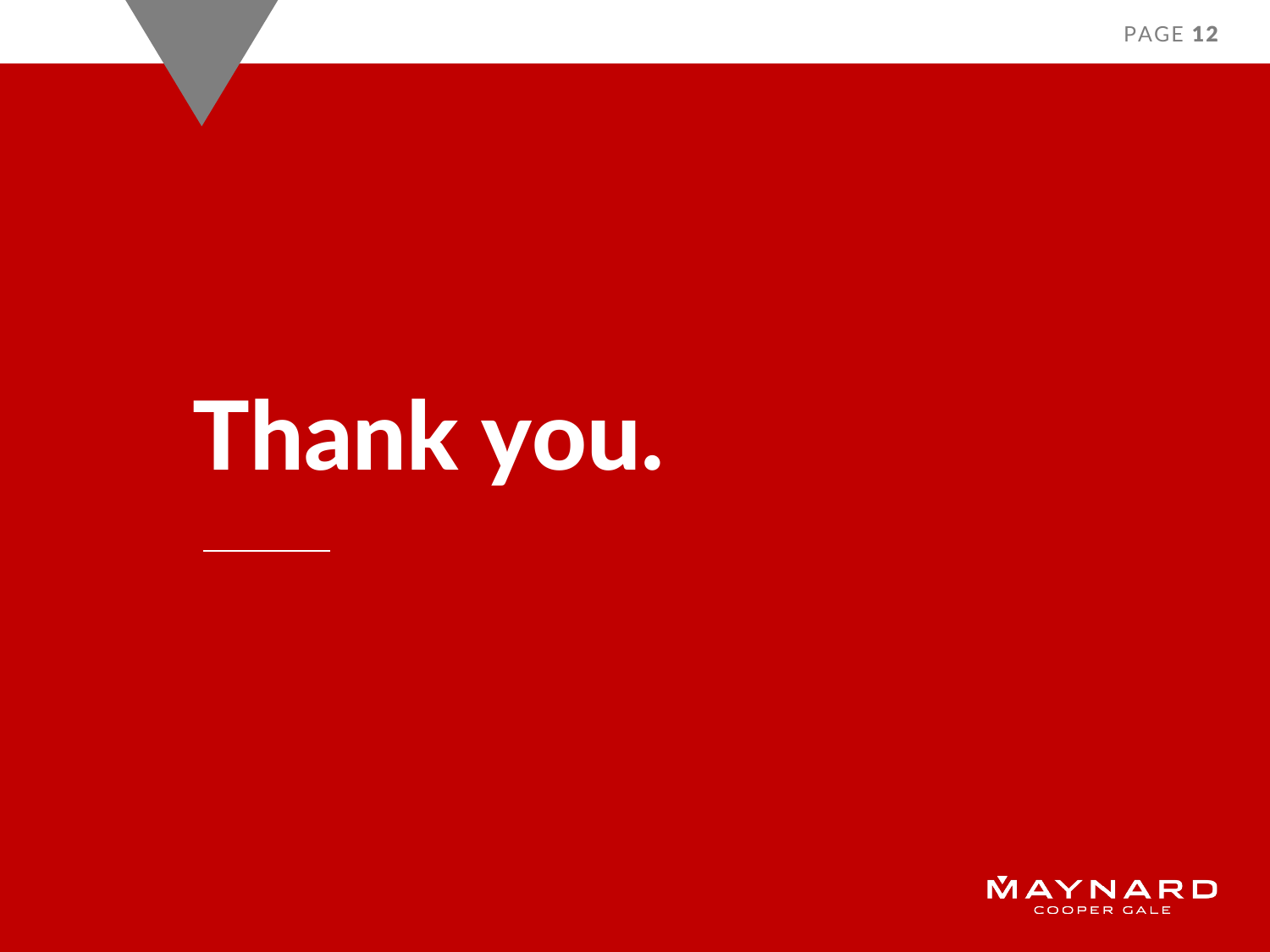# Thank you.

MAYNARD
COOPER GALE